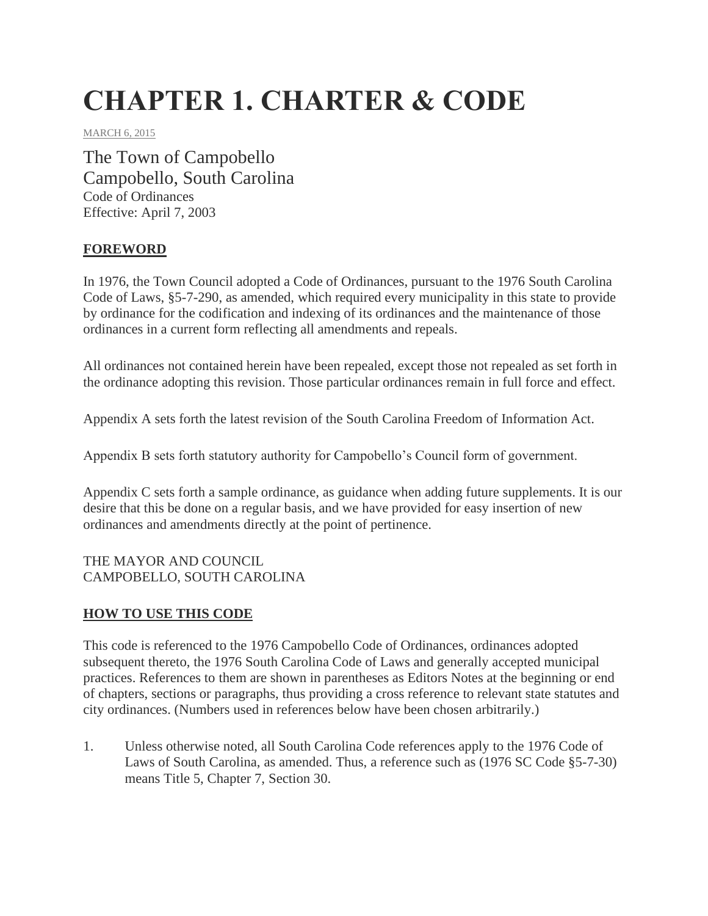# CHAPTER 1. CHARTER & CODE

MARCH 6, 2015

The Town of Campobello
Campobello, South Carolina
Code of Ordinances
Effective: April 7, 2003

**FOREWORD**

In 1976, the Town Council adopted a Code of Ordinances, pursuant to the 1976 South Carolina Code of Laws, §5-7-290, as amended, which required every municipality in this state to provide by ordinance for the codification and indexing of its ordinances and the maintenance of those ordinances in a current form reflecting all amendments and repeals.

All ordinances not contained herein have been repealed, except those not repealed as set forth in the ordinance adopting this revision. Those particular ordinances remain in full force and effect.

Appendix A sets forth the latest revision of the South Carolina Freedom of Information Act.

Appendix B sets forth statutory authority for Campobello's Council form of government.

Appendix C sets forth a sample ordinance, as guidance when adding future supplements. It is our desire that this be done on a regular basis, and we have provided for easy insertion of new ordinances and amendments directly at the point of pertinence.

THE MAYOR AND COUNCIL
CAMPOBELLO, SOUTH CAROLINA

**HOW TO USE THIS CODE**

This code is referenced to the 1976 Campobello Code of Ordinances, ordinances adopted subsequent thereto, the 1976 South Carolina Code of Laws and generally accepted municipal practices. References to them are shown in parentheses as Editors Notes at the beginning or end of chapters, sections or paragraphs, thus providing a cross reference to relevant state statutes and city ordinances. (Numbers used in references below have been chosen arbitrarily.)

1. Unless otherwise noted, all South Carolina Code references apply to the 1976 Code of Laws of South Carolina, as amended. Thus, a reference such as (1976 SC Code §5-7-30) means Title 5, Chapter 7, Section 30.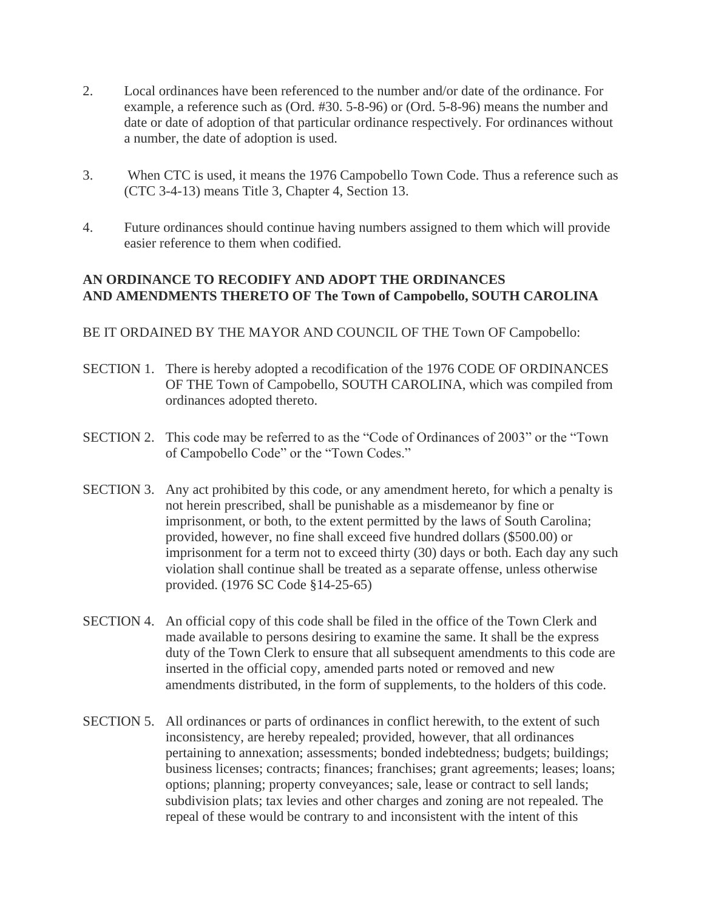2. Local ordinances have been referenced to the number and/or date of the ordinance. For example, a reference such as (Ord. #30. 5-8-96) or (Ord. 5-8-96) means the number and date or date of adoption of that particular ordinance respectively. For ordinances without a number, the date of adoption is used.

3. When CTC is used, it means the 1976 Campobello Town Code. Thus a reference such as (CTC 3-4-13) means Title 3, Chapter 4, Section 13.

4. Future ordinances should continue having numbers assigned to them which will provide easier reference to them when codified.

**AN ORDINANCE TO RECODIFY AND ADOPT THE ORDINANCES AND AMENDMENTS THERETO OF The Town of Campobello, SOUTH CAROLINA**

BE IT ORDAINED BY THE MAYOR AND COUNCIL OF THE Town OF Campobello:

SECTION 1. There is hereby adopted a recodification of the 1976 CODE OF ORDINANCES OF THE Town of Campobello, SOUTH CAROLINA, which was compiled from ordinances adopted thereto.

SECTION 2. This code may be referred to as the "Code of Ordinances of 2003" or the "Town of Campobello Code" or the "Town Codes."

SECTION 3. Any act prohibited by this code, or any amendment hereto, for which a penalty is not herein prescribed, shall be punishable as a misdemeanor by fine or imprisonment, or both, to the extent permitted by the laws of South Carolina; provided, however, no fine shall exceed five hundred dollars ($500.00) or imprisonment for a term not to exceed thirty (30) days or both. Each day any such violation shall continue shall be treated as a separate offense, unless otherwise provided. (1976 SC Code §14-25-65)

SECTION 4. An official copy of this code shall be filed in the office of the Town Clerk and made available to persons desiring to examine the same. It shall be the express duty of the Town Clerk to ensure that all subsequent amendments to this code are inserted in the official copy, amended parts noted or removed and new amendments distributed, in the form of supplements, to the holders of this code.

SECTION 5. All ordinances or parts of ordinances in conflict herewith, to the extent of such inconsistency, are hereby repealed; provided, however, that all ordinances pertaining to annexation; assessments; bonded indebtedness; budgets; buildings; business licenses; contracts; finances; franchises; grant agreements; leases; loans; options; planning; property conveyances; sale, lease or contract to sell lands; subdivision plats; tax levies and other charges and zoning are not repealed. The repeal of these would be contrary to and inconsistent with the intent of this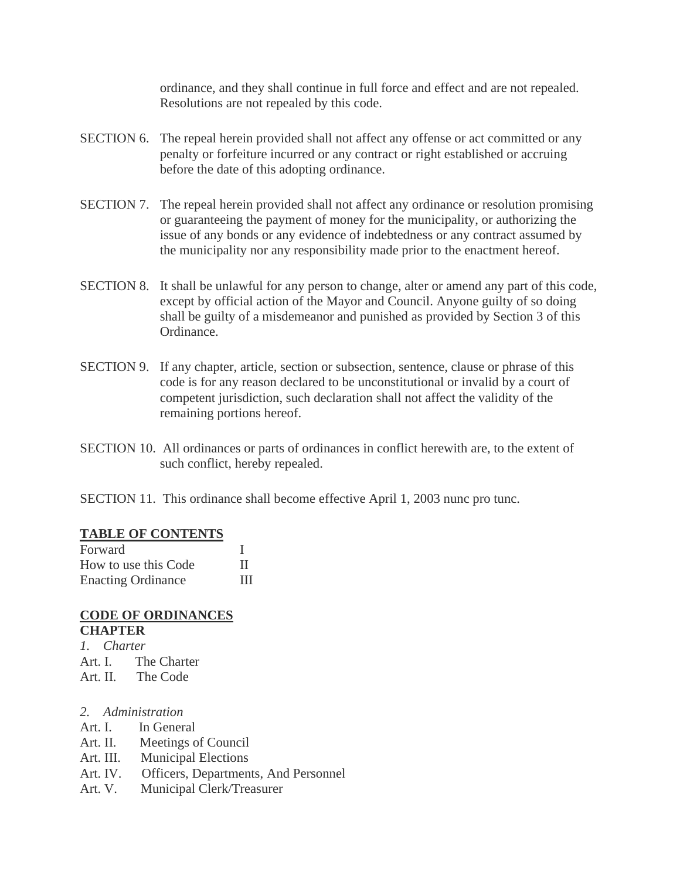ordinance, and they shall continue in full force and effect and are not repealed. Resolutions are not repealed by this code.

SECTION 6. The repeal herein provided shall not affect any offense or act committed or any penalty or forfeiture incurred or any contract or right established or accruing before the date of this adopting ordinance.

SECTION 7. The repeal herein provided shall not affect any ordinance or resolution promising or guaranteeing the payment of money for the municipality, or authorizing the issue of any bonds or any evidence of indebtedness or any contract assumed by the municipality nor any responsibility made prior to the enactment hereof.

SECTION 8. It shall be unlawful for any person to change, alter or amend any part of this code, except by official action of the Mayor and Council. Anyone guilty of so doing shall be guilty of a misdemeanor and punished as provided by Section 3 of this Ordinance.

SECTION 9. If any chapter, article, section or subsection, sentence, clause or phrase of this code is for any reason declared to be unconstitutional or invalid by a court of competent jurisdiction, such declaration shall not affect the validity of the remaining portions hereof.

SECTION 10. All ordinances or parts of ordinances in conflict herewith are, to the extent of such conflict, hereby repealed.

SECTION 11. This ordinance shall become effective April 1, 2003 nunc pro tunc.

**TABLE OF CONTENTS**

| | |
|---|---|
| Forward | I |
| How to use this Code | II |
| Enacting Ordinance | III |

**CODE OF ORDINANCES**

**CHAPTER**

*1. Charter*

Art. I. The Charter
Art. II. The Code

*2. Administration*

Art. I. In General
Art. II. Meetings of Council
Art. III. Municipal Elections
Art. IV. Officers, Departments, And Personnel
Art. V. Municipal Clerk/Treasurer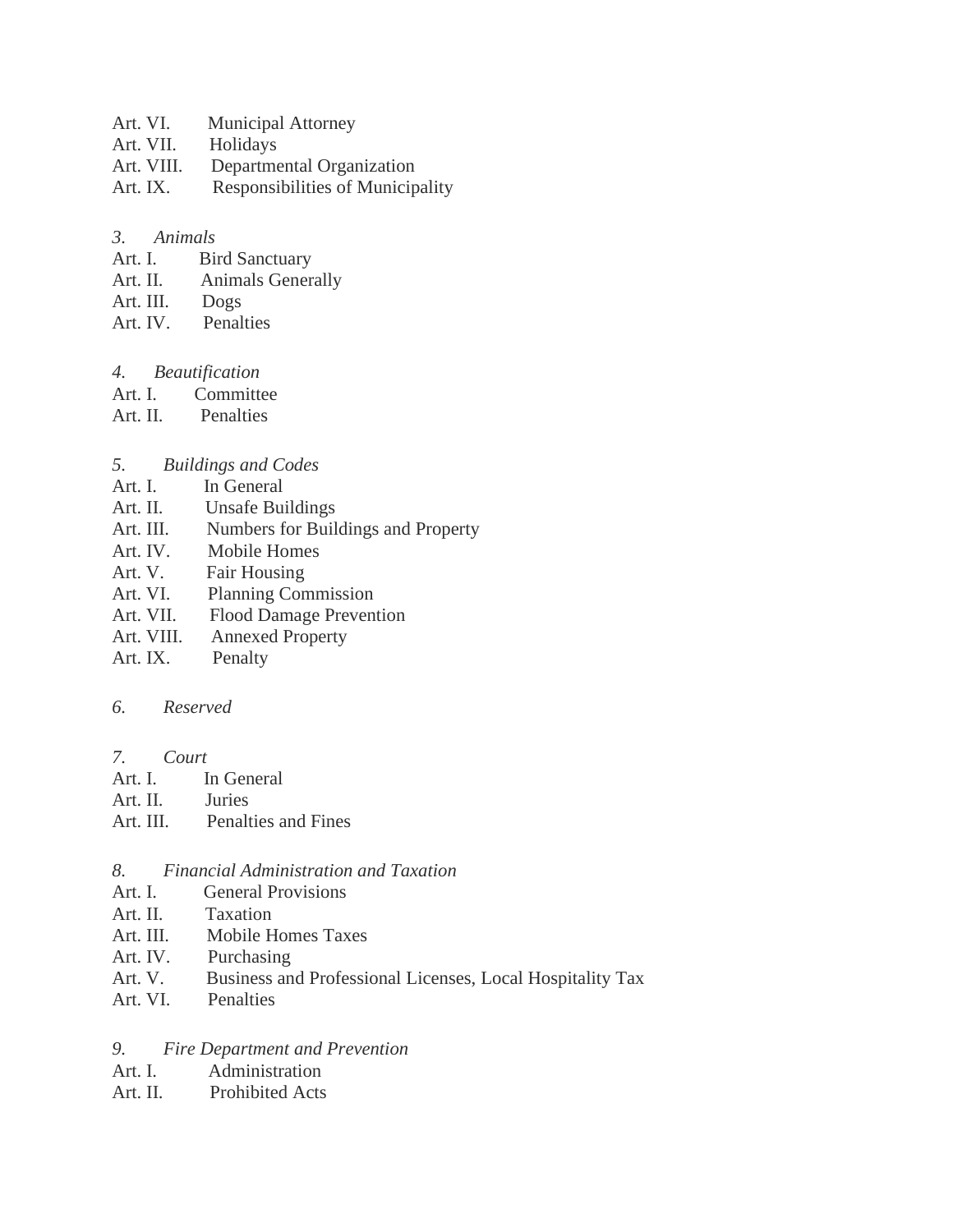Art. VI. Municipal Attorney
Art. VII. Holidays
Art. VIII. Departmental Organization
Art. IX. Responsibilities of Municipality

*3. Animals*
Art. I. Bird Sanctuary
Art. II. Animals Generally
Art. III. Dogs
Art. IV. Penalties

*4. Beautification*
Art. I. Committee
Art. II. Penalties

*5. Buildings and Codes*
Art. I. In General
Art. II. Unsafe Buildings
Art. III. Numbers for Buildings and Property
Art. IV. Mobile Homes
Art. V. Fair Housing
Art. VI. Planning Commission
Art. VII. Flood Damage Prevention
Art. VIII. Annexed Property
Art. IX. Penalty

*6. Reserved*

*7. Court*
Art. I. In General
Art. II. Juries
Art. III. Penalties and Fines

*8. Financial Administration and Taxation*
Art. I. General Provisions
Art. II. Taxation
Art. III. Mobile Homes Taxes
Art. IV. Purchasing
Art. V. Business and Professional Licenses, Local Hospitality Tax
Art. VI. Penalties

*9. Fire Department and Prevention*
Art. I. Administration
Art. II. Prohibited Acts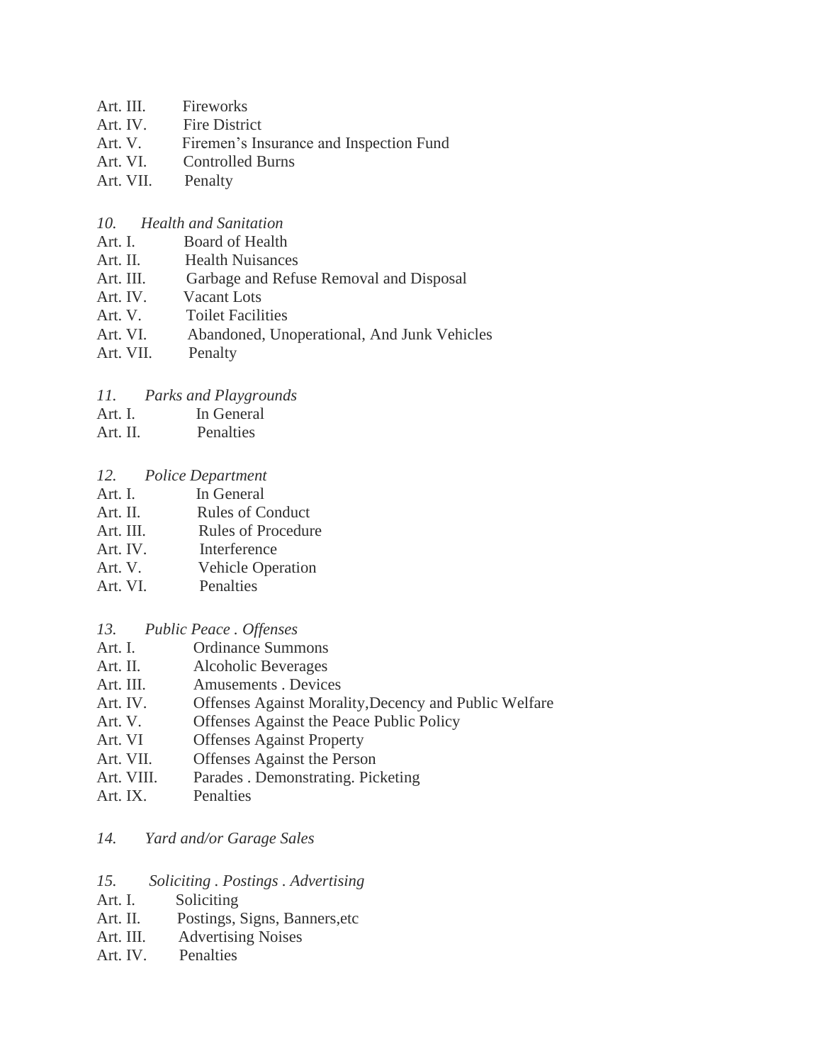Art. III. Fireworks
Art. IV. Fire District
Art. V. Firemen's Insurance and Inspection Fund
Art. VI. Controlled Burns
Art. VII. Penalty

*10. Health and Sanitation*
Art. I. Board of Health
Art. II. Health Nuisances
Art. III. Garbage and Refuse Removal and Disposal
Art. IV. Vacant Lots
Art. V. Toilet Facilities
Art. VI. Abandoned, Unoperational, And Junk Vehicles
Art. VII. Penalty

*11. Parks and Playgrounds*
Art. I. In General
Art. II. Penalties

*12. Police Department*
Art. I. In General
Art. II. Rules of Conduct
Art. III. Rules of Procedure
Art. IV. Interference
Art. V. Vehicle Operation
Art. VI. Penalties

*13. Public Peace . Offenses*
Art. I. Ordinance Summons
Art. II. Alcoholic Beverages
Art. III. Amusements . Devices
Art. IV. Offenses Against Morality,Decency and Public Welfare
Art. V. Offenses Against the Peace Public Policy
Art. VI Offenses Against Property
Art. VII. Offenses Against the Person
Art. VIII. Parades . Demonstrating. Picketing
Art. IX. Penalties

*14. Yard and/or Garage Sales*

*15. Soliciting . Postings . Advertising*
Art. I. Soliciting
Art. II. Postings, Signs, Banners,etc
Art. III. Advertising Noises
Art. IV. Penalties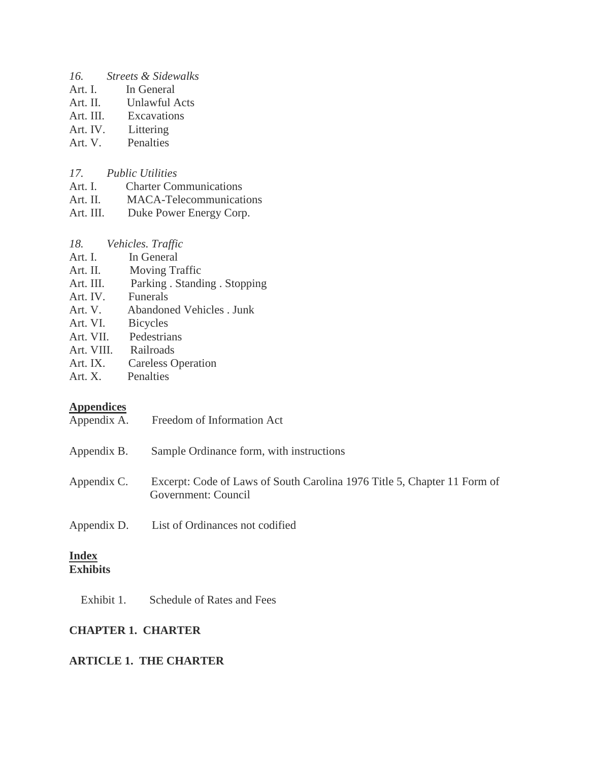*16. Streets & Sidewalks*

Art. I. In General
Art. II. Unlawful Acts
Art. III. Excavations
Art. IV. Littering
Art. V. Penalties

*17. Public Utilities*

Art. I. Charter Communications
Art. II. MACA-Telecommunications
Art. III. Duke Power Energy Corp.

*18. Vehicles. Traffic*

Art. I. In General
Art. II. Moving Traffic
Art. III. Parking . Standing . Stopping
Art. IV. Funerals
Art. V. Abandoned Vehicles . Junk
Art. VI. Bicycles
Art. VII. Pedestrians
Art. VIII. Railroads
Art. IX. Careless Operation
Art. X. Penalties

**Appendices**

Appendix A. Freedom of Information Act

Appendix B. Sample Ordinance form, with instructions

Appendix C. Excerpt: Code of Laws of South Carolina 1976 Title 5, Chapter 11 Form of Government: Council

Appendix D. List of Ordinances not codified

**Index**

**Exhibits**

Exhibit 1. Schedule of Rates and Fees

## CHAPTER 1. CHARTER

### ARTICLE 1. THE CHARTER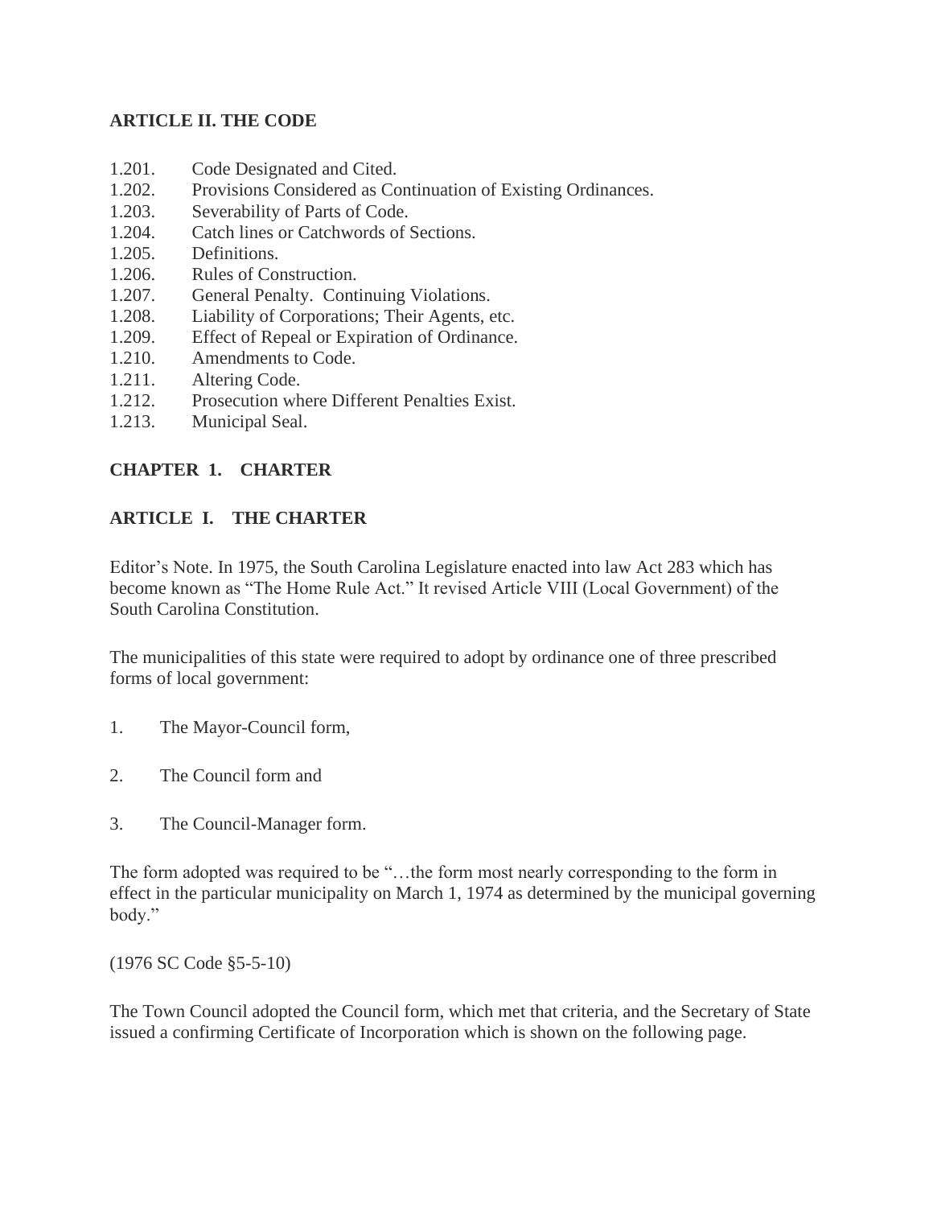**ARTICLE II. THE CODE**

1.201. Code Designated and Cited.
1.202. Provisions Considered as Continuation of Existing Ordinances.
1.203. Severability of Parts of Code.
1.204. Catch lines or Catchwords of Sections.
1.205. Definitions.
1.206. Rules of Construction.
1.207. General Penalty. Continuing Violations.
1.208. Liability of Corporations; Their Agents, etc.
1.209. Effect of Repeal or Expiration of Ordinance.
1.210. Amendments to Code.
1.211. Altering Code.
1.212. Prosecution where Different Penalties Exist.
1.213. Municipal Seal.

## CHAPTER 1. CHARTER

### ARTICLE I. THE CHARTER

Editor's Note. In 1975, the South Carolina Legislature enacted into law Act 283 which has become known as "The Home Rule Act." It revised Article VIII (Local Government) of the South Carolina Constitution.

The municipalities of this state were required to adopt by ordinance one of three prescribed forms of local government:

1. The Mayor-Council form,

2. The Council form and

3. The Council-Manager form.

The form adopted was required to be "…the form most nearly corresponding to the form in effect in the particular municipality on March 1, 1974 as determined by the municipal governing body."

(1976 SC Code §5-5-10)

The Town Council adopted the Council form, which met that criteria, and the Secretary of State issued a confirming Certificate of Incorporation which is shown on the following page.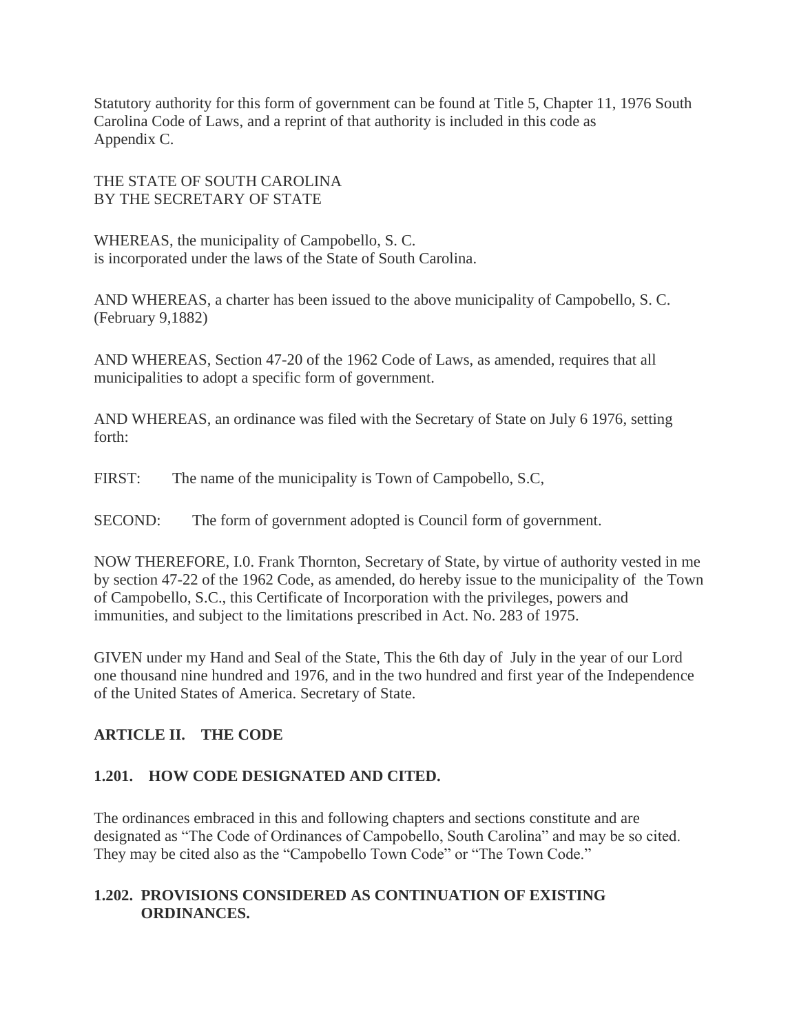Statutory authority for this form of government can be found at Title 5, Chapter 11, 1976 South Carolina Code of Laws, and a reprint of that authority is included in this code as Appendix C.

THE STATE OF SOUTH CAROLINA
BY THE SECRETARY OF STATE

WHEREAS, the municipality of Campobello, S. C.
is incorporated under the laws of the State of South Carolina.

AND WHEREAS, a charter has been issued to the above municipality of Campobello, S. C. (February 9,1882)

AND WHEREAS, Section 47-20 of the 1962 Code of Laws, as amended, requires that all municipalities to adopt a specific form of government.

AND WHEREAS, an ordinance was filed with the Secretary of State on July 6 1976, setting forth:

FIRST: The name of the municipality is Town of Campobello, S.C,

SECOND: The form of government adopted is Council form of government.

NOW THEREFORE, I.0. Frank Thornton, Secretary of State, by virtue of authority vested in me by section 47-22 of the 1962 Code, as amended, do hereby issue to the municipality of the Town of Campobello, S.C., this Certificate of Incorporation with the privileges, powers and immunities, and subject to the limitations prescribed in Act. No. 283 of 1975.

GIVEN under my Hand and Seal of the State, This the 6th day of July in the year of our Lord one thousand nine hundred and 1976, and in the two hundred and first year of the Independence of the United States of America. Secretary of State.

## ARTICLE II. THE CODE

### 1.201. HOW CODE DESIGNATED AND CITED.

The ordinances embraced in this and following chapters and sections constitute and are designated as "The Code of Ordinances of Campobello, South Carolina" and may be so cited. They may be cited also as the "Campobello Town Code" or "The Town Code."

### 1.202. PROVISIONS CONSIDERED AS CONTINUATION OF EXISTING ORDINANCES.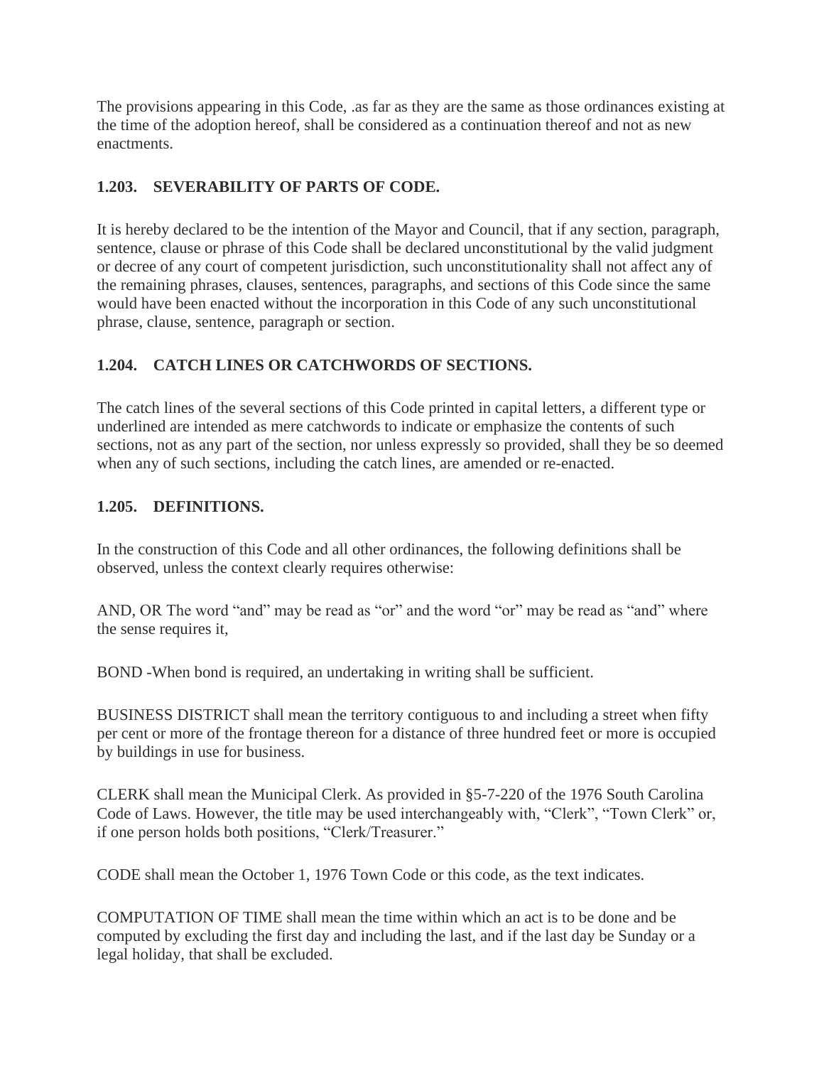The provisions appearing in this Code, .as far as they are the same as those ordinances existing at the time of the adoption hereof, shall be considered as a continuation thereof and not as new enactments.

### 1.203. SEVERABILITY OF PARTS OF CODE.

It is hereby declared to be the intention of the Mayor and Council, that if any section, paragraph, sentence, clause or phrase of this Code shall be declared unconstitutional by the valid judgment or decree of any court of competent jurisdiction, such unconstitutionality shall not affect any of the remaining phrases, clauses, sentences, paragraphs, and sections of this Code since the same would have been enacted without the incorporation in this Code of any such unconstitutional phrase, clause, sentence, paragraph or section.

### 1.204. CATCH LINES OR CATCHWORDS OF SECTIONS.

The catch lines of the several sections of this Code printed in capital letters, a different type or underlined are intended as mere catchwords to indicate or emphasize the contents of such sections, not as any part of the section, nor unless expressly so provided, shall they be so deemed when any of such sections, including the catch lines, are amended or re-enacted.

### 1.205. DEFINITIONS.

In the construction of this Code and all other ordinances, the following definitions shall be observed, unless the context clearly requires otherwise:

AND, OR The word "and" may be read as "or" and the word "or" may be read as "and" where the sense requires it,

BOND -When bond is required, an undertaking in writing shall be sufficient.

BUSINESS DISTRICT shall mean the territory contiguous to and including a street when fifty per cent or more of the frontage thereon for a distance of three hundred feet or more is occupied by buildings in use for business.

CLERK shall mean the Municipal Clerk. As provided in §5-7-220 of the 1976 South Carolina Code of Laws. However, the title may be used interchangeably with, "Clerk", "Town Clerk" or, if one person holds both positions, "Clerk/Treasurer."

CODE shall mean the October 1, 1976 Town Code or this code, as the text indicates.

COMPUTATION OF TIME shall mean the time within which an act is to be done and be computed by excluding the first day and including the last, and if the last day be Sunday or a legal holiday, that shall be excluded.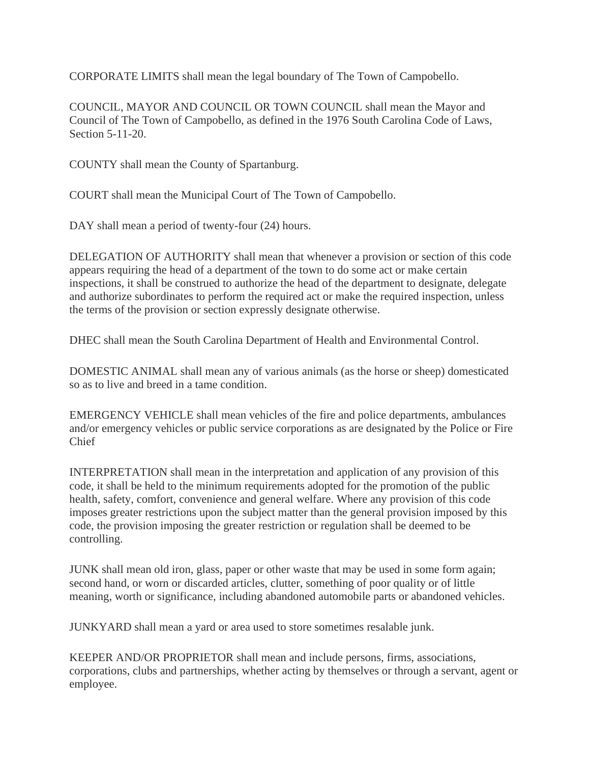CORPORATE LIMITS shall mean the legal boundary of The Town of Campobello.

COUNCIL, MAYOR AND COUNCIL OR TOWN COUNCIL shall mean the Mayor and Council of The Town of Campobello, as defined in the 1976 South Carolina Code of Laws, Section 5-11-20.

COUNTY shall mean the County of Spartanburg.

COURT shall mean the Municipal Court of The Town of Campobello.

DAY shall mean a period of twenty-four (24) hours.

DELEGATION OF AUTHORITY shall mean that whenever a provision or section of this code appears requiring the head of a department of the town to do some act or make certain inspections, it shall be construed to authorize the head of the department to designate, delegate and authorize subordinates to perform the required act or make the required inspection, unless the terms of the provision or section expressly designate otherwise.

DHEC shall mean the South Carolina Department of Health and Environmental Control.

DOMESTIC ANIMAL shall mean any of various animals (as the horse or sheep) domesticated so as to live and breed in a tame condition.

EMERGENCY VEHICLE shall mean vehicles of the fire and police departments, ambulances and/or emergency vehicles or public service corporations as are designated by the Police or Fire Chief

INTERPRETATION shall mean in the interpretation and application of any provision of this code, it shall be held to the minimum requirements adopted for the promotion of the public health, safety, comfort, convenience and general welfare. Where any provision of this code imposes greater restrictions upon the subject matter than the general provision imposed by this code, the provision imposing the greater restriction or regulation shall be deemed to be controlling.

JUNK shall mean old iron, glass, paper or other waste that may be used in some form again; second hand, or worn or discarded articles, clutter, something of poor quality or of little meaning, worth or significance, including abandoned automobile parts or abandoned vehicles.

JUNKYARD shall mean a yard or area used to store sometimes resalable junk.

KEEPER AND/OR PROPRIETOR shall mean and include persons, firms, associations, corporations, clubs and partnerships, whether acting by themselves or through a servant, agent or employee.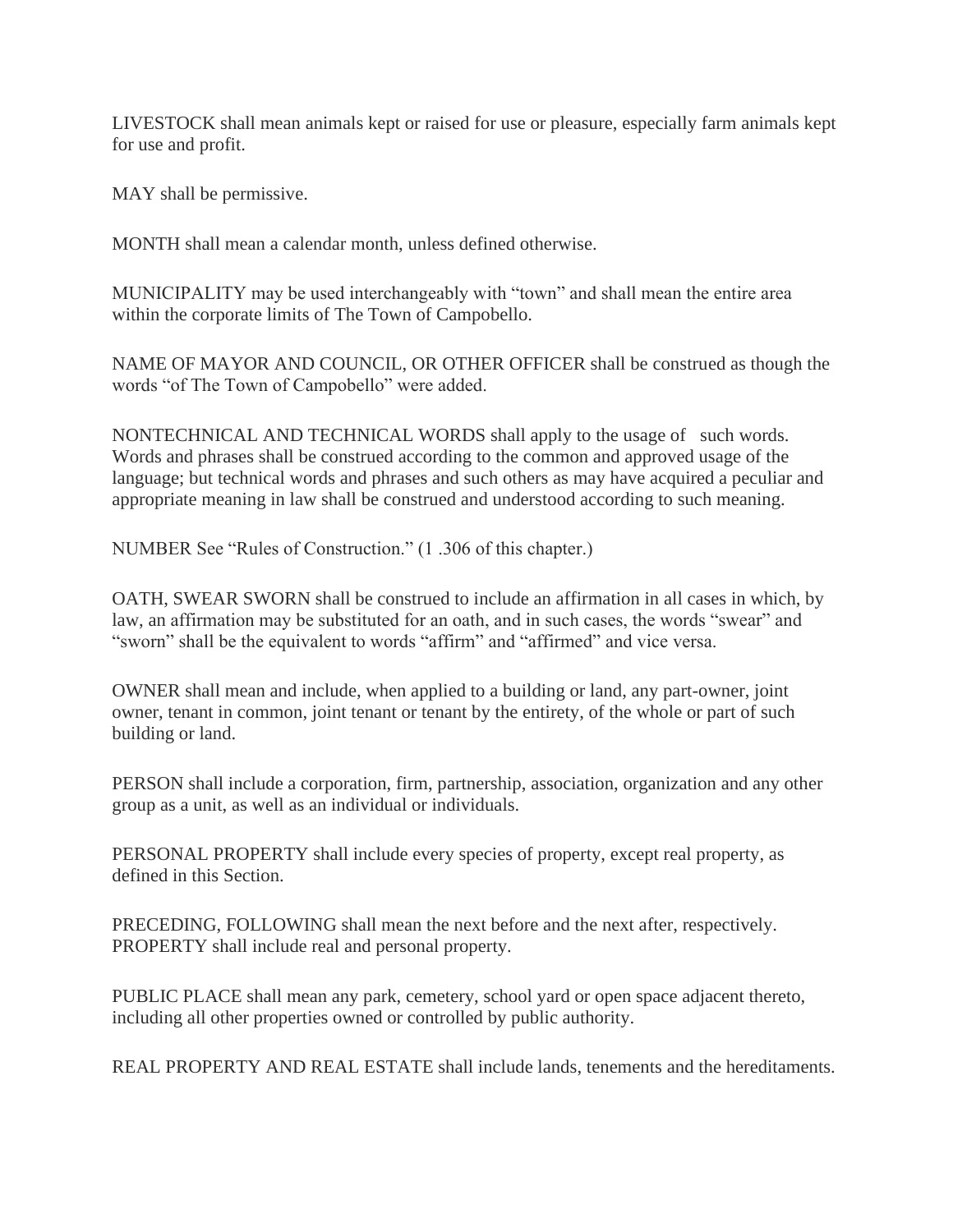LIVESTOCK shall mean animals kept or raised for use or pleasure, especially farm animals kept for use and profit.

MAY shall be permissive.

MONTH shall mean a calendar month, unless defined otherwise.

MUNICIPALITY may be used interchangeably with "town" and shall mean the entire area within the corporate limits of The Town of Campobello.

NAME OF MAYOR AND COUNCIL, OR OTHER OFFICER shall be construed as though the words "of The Town of Campobello" were added.

NONTECHNICAL AND TECHNICAL WORDS shall apply to the usage of such words. Words and phrases shall be construed according to the common and approved usage of the language; but technical words and phrases and such others as may have acquired a peculiar and appropriate meaning in law shall be construed and understood according to such meaning.

NUMBER See "Rules of Construction." (1 .306 of this chapter.)

OATH, SWEAR SWORN shall be construed to include an affirmation in all cases in which, by law, an affirmation may be substituted for an oath, and in such cases, the words "swear" and "sworn" shall be the equivalent to words "affirm" and "affirmed" and vice versa.

OWNER shall mean and include, when applied to a building or land, any part-owner, joint owner, tenant in common, joint tenant or tenant by the entirety, of the whole or part of such building or land.

PERSON shall include a corporation, firm, partnership, association, organization and any other group as a unit, as well as an individual or individuals.

PERSONAL PROPERTY shall include every species of property, except real property, as defined in this Section.

PRECEDING, FOLLOWING shall mean the next before and the next after, respectively.
PROPERTY shall include real and personal property.

PUBLIC PLACE shall mean any park, cemetery, school yard or open space adjacent thereto, including all other properties owned or controlled by public authority.

REAL PROPERTY AND REAL ESTATE shall include lands, tenements and the hereditaments.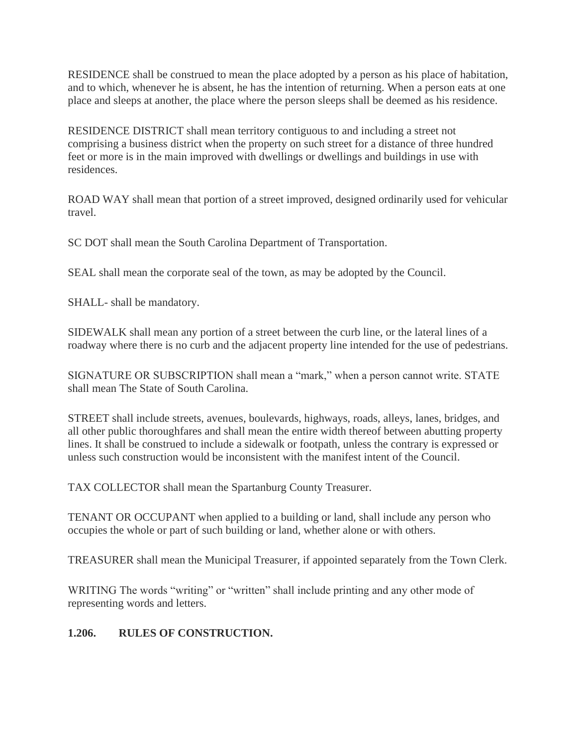RESIDENCE shall be construed to mean the place adopted by a person as his place of habitation, and to which, whenever he is absent, he has the intention of returning. When a person eats at one place and sleeps at another, the place where the person sleeps shall be deemed as his residence.

RESIDENCE DISTRICT shall mean territory contiguous to and including a street not comprising a business district when the property on such street for a distance of three hundred feet or more is in the main improved with dwellings or dwellings and buildings in use with residences.

ROAD WAY shall mean that portion of a street improved, designed ordinarily used for vehicular travel.

SC DOT shall mean the South Carolina Department of Transportation.

SEAL shall mean the corporate seal of the town, as may be adopted by the Council.

SHALL- shall be mandatory.

SIDEWALK shall mean any portion of a street between the curb line, or the lateral lines of a roadway where there is no curb and the adjacent property line intended for the use of pedestrians.

SIGNATURE OR SUBSCRIPTION shall mean a "mark," when a person cannot write. STATE shall mean The State of South Carolina.

STREET shall include streets, avenues, boulevards, highways, roads, alleys, lanes, bridges, and all other public thoroughfares and shall mean the entire width thereof between abutting property lines. It shall be construed to include a sidewalk or footpath, unless the contrary is expressed or unless such construction would be inconsistent with the manifest intent of the Council.

TAX COLLECTOR shall mean the Spartanburg County Treasurer.

TENANT OR OCCUPANT when applied to a building or land, shall include any person who occupies the whole or part of such building or land, whether alone or with others.

TREASURER shall mean the Municipal Treasurer, if appointed separately from the Town Clerk.

WRITING The words "writing" or "written" shall include printing and any other mode of representing words and letters.

**1.206. RULES OF CONSTRUCTION.**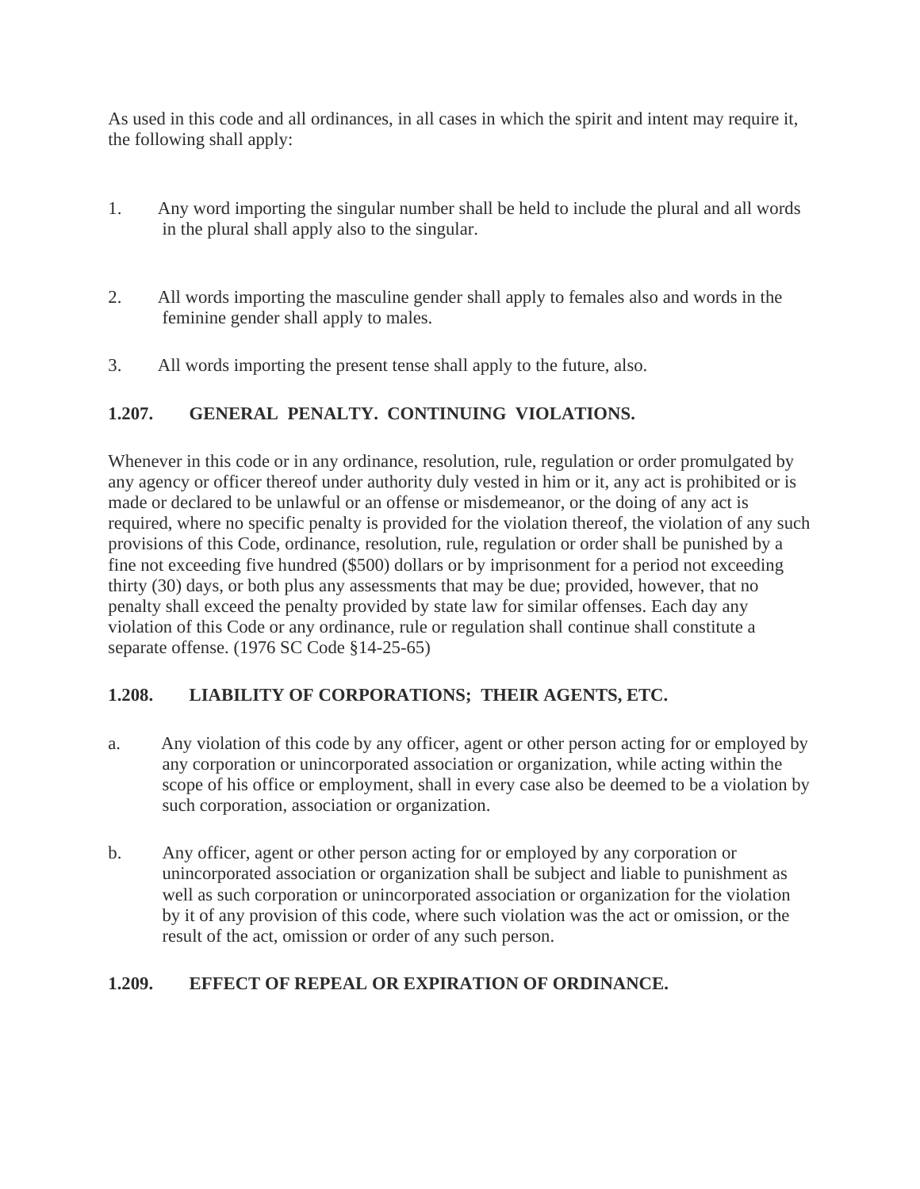As used in this code and all ordinances, in all cases in which the spirit and intent may require it, the following shall apply:

1. Any word importing the singular number shall be held to include the plural and all words in the plural shall apply also to the singular.

2. All words importing the masculine gender shall apply to females also and words in the feminine gender shall apply to males.

3. All words importing the present tense shall apply to the future, also.

### 1.207. GENERAL PENALTY. CONTINUING VIOLATIONS.

Whenever in this code or in any ordinance, resolution, rule, regulation or order promulgated by any agency or officer thereof under authority duly vested in him or it, any act is prohibited or is made or declared to be unlawful or an offense or misdemeanor, or the doing of any act is required, where no specific penalty is provided for the violation thereof, the violation of any such provisions of this Code, ordinance, resolution, rule, regulation or order shall be punished by a fine not exceeding five hundred ($500) dollars or by imprisonment for a period not exceeding thirty (30) days, or both plus any assessments that may be due; provided, however, that no penalty shall exceed the penalty provided by state law for similar offenses. Each day any violation of this Code or any ordinance, rule or regulation shall continue shall constitute a separate offense. (1976 SC Code §14-25-65)

### 1.208. LIABILITY OF CORPORATIONS; THEIR AGENTS, ETC.

a. Any violation of this code by any officer, agent or other person acting for or employed by any corporation or unincorporated association or organization, while acting within the scope of his office or employment, shall in every case also be deemed to be a violation by such corporation, association or organization.

b. Any officer, agent or other person acting for or employed by any corporation or unincorporated association or organization shall be subject and liable to punishment as well as such corporation or unincorporated association or organization for the violation by it of any provision of this code, where such violation was the act or omission, or the result of the act, omission or order of any such person.

### 1.209. EFFECT OF REPEAL OR EXPIRATION OF ORDINANCE.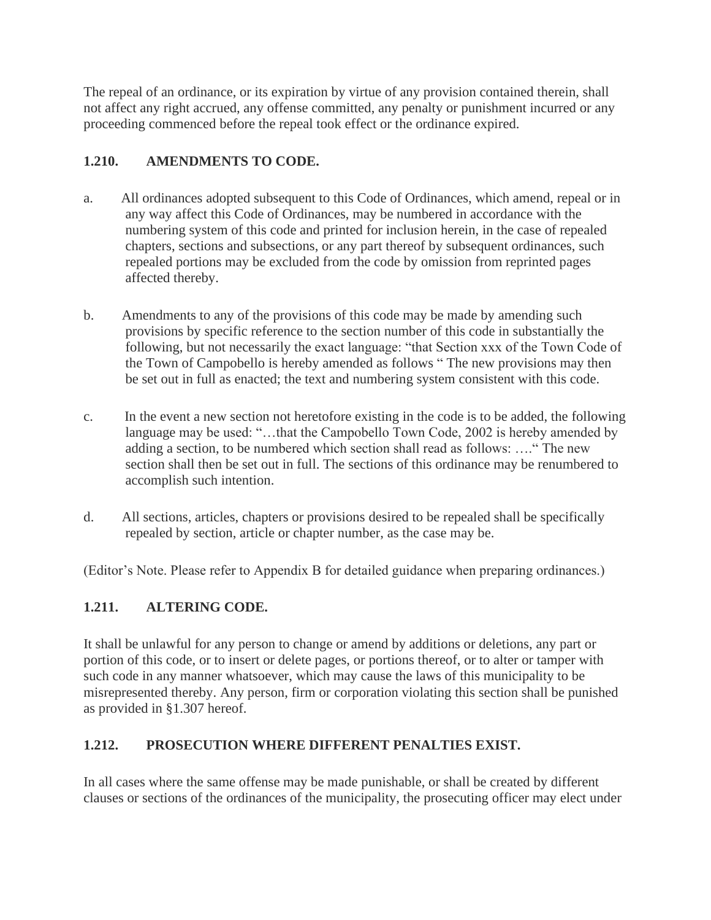The repeal of an ordinance, or its expiration by virtue of any provision contained therein, shall not affect any right accrued, any offense committed, any penalty or punishment incurred or any proceeding commenced before the repeal took effect or the ordinance expired.

### 1.210. AMENDMENTS TO CODE.

a. All ordinances adopted subsequent to this Code of Ordinances, which amend, repeal or in any way affect this Code of Ordinances, may be numbered in accordance with the numbering system of this code and printed for inclusion herein, in the case of repealed chapters, sections and subsections, or any part thereof by subsequent ordinances, such repealed portions may be excluded from the code by omission from reprinted pages affected thereby.

b. Amendments to any of the provisions of this code may be made by amending such provisions by specific reference to the section number of this code in substantially the following, but not necessarily the exact language: "that Section xxx of the Town Code of the Town of Campobello is hereby amended as follows " The new provisions may then be set out in full as enacted; the text and numbering system consistent with this code.

c. In the event a new section not heretofore existing in the code is to be added, the following language may be used: "…that the Campobello Town Code, 2002 is hereby amended by adding a section, to be numbered which section shall read as follows: …." The new section shall then be set out in full. The sections of this ordinance may be renumbered to accomplish such intention.

d. All sections, articles, chapters or provisions desired to be repealed shall be specifically repealed by section, article or chapter number, as the case may be.

(Editor's Note. Please refer to Appendix B for detailed guidance when preparing ordinances.)

### 1.211. ALTERING CODE.

It shall be unlawful for any person to change or amend by additions or deletions, any part or portion of this code, or to insert or delete pages, or portions thereof, or to alter or tamper with such code in any manner whatsoever, which may cause the laws of this municipality to be misrepresented thereby. Any person, firm or corporation violating this section shall be punished as provided in §1.307 hereof.

### 1.212. PROSECUTION WHERE DIFFERENT PENALTIES EXIST.

In all cases where the same offense may be made punishable, or shall be created by different clauses or sections of the ordinances of the municipality, the prosecuting officer may elect under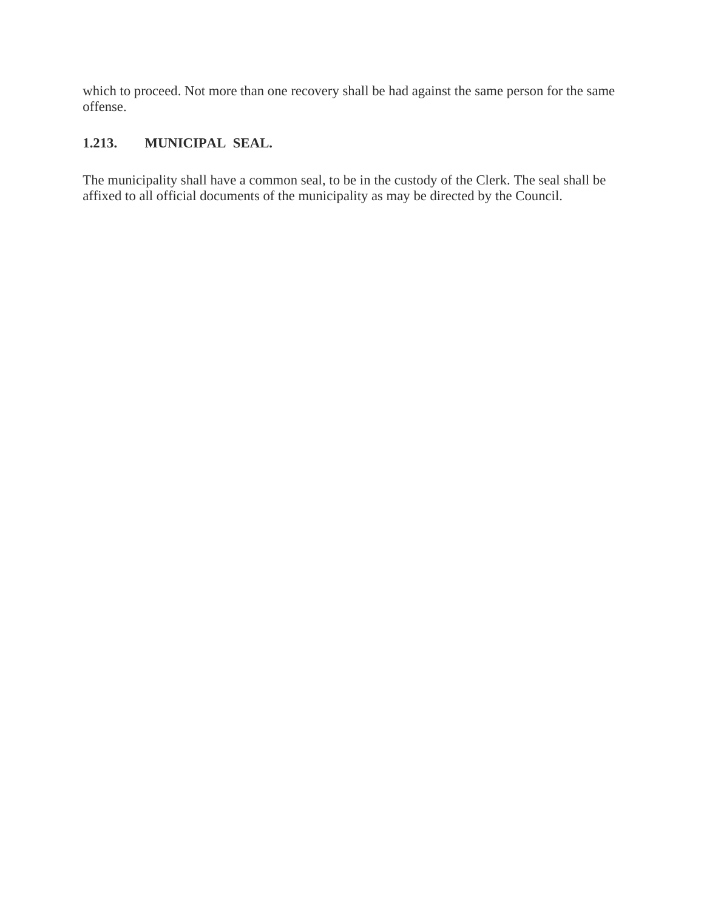which to proceed. Not more than one recovery shall be had against the same person for the same offense.

**1.213. MUNICIPAL SEAL.**

The municipality shall have a common seal, to be in the custody of the Clerk. The seal shall be affixed to all official documents of the municipality as may be directed by the Council.